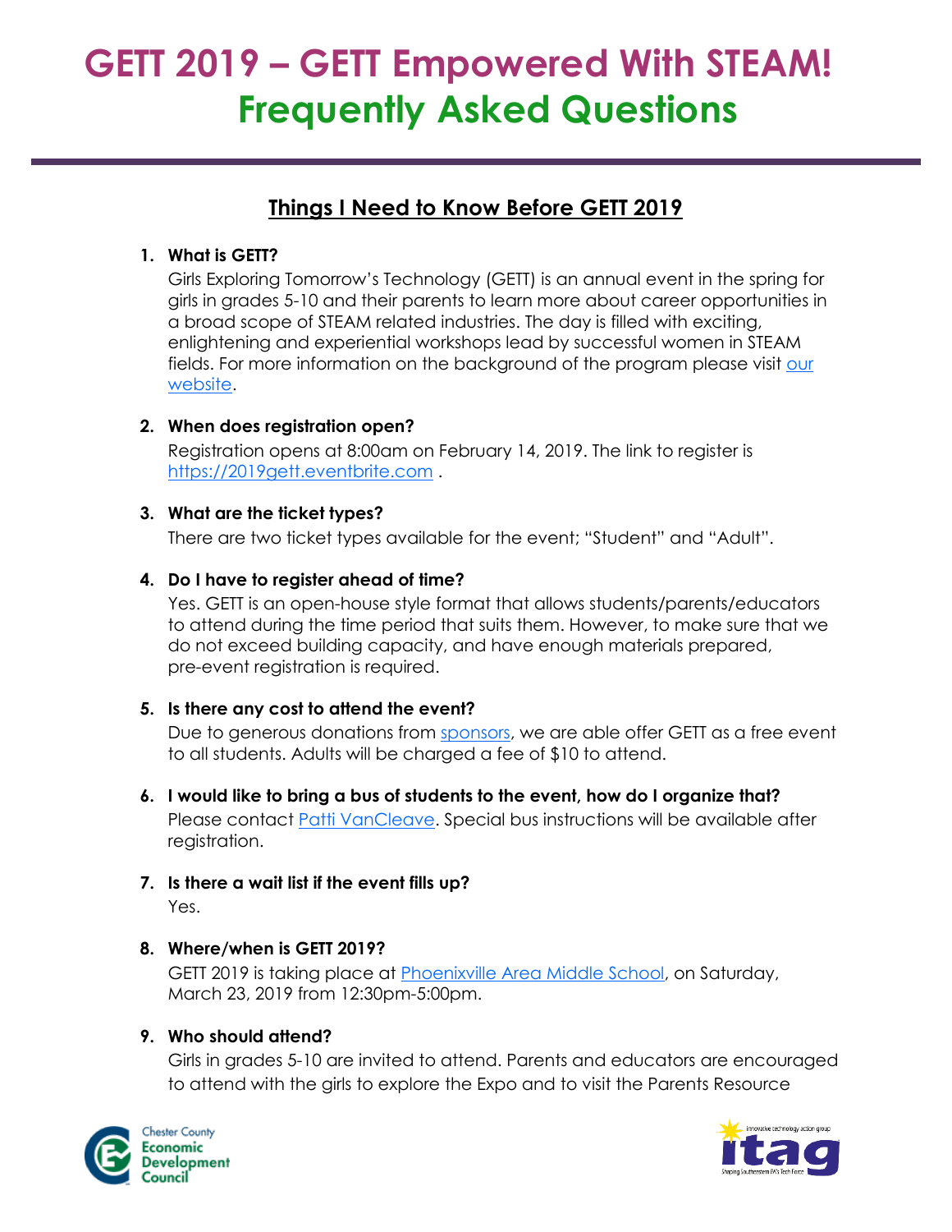# GETT 2019 – GETT Empowered With STEAM!
# Frequently Asked Questions

## Things I Need to Know Before GETT 2019

1. **What is GETT?**
   Girls Exploring Tomorrow's Technology (GETT) is an annual event in the spring for girls in grades 5-10 and their parents to learn more about career opportunities in a broad scope of STEAM related industries. The day is filled with exciting, enlightening and experiential workshops lead by successful women in STEAM fields. For more information on the background of the program please visit our website.

2. **When does registration open?**
   Registration opens at 8:00am on February 14, 2019. The link to register is https://2019gett.eventbrite.com .

3. **What are the ticket types?**
   There are two ticket types available for the event; "Student" and "Adult".

4. **Do I have to register ahead of time?**
   Yes. GETT is an open-house style format that allows students/parents/educators to attend during the time period that suits them. However, to make sure that we do not exceed building capacity, and have enough materials prepared, pre-event registration is required.

5. **Is there any cost to attend the event?**
   Due to generous donations from sponsors, we are able offer GETT as a free event to all students. Adults will be charged a fee of $10 to attend.

6. **I would like to bring a bus of students to the event, how do I organize that?**
   Please contact Patti VanCleave. Special bus instructions will be available after registration.

7. **Is there a wait list if the event fills up?**
   Yes.

8. **Where/when is GETT 2019?**
   GETT 2019 is taking place at Phoenixville Area Middle School, on Saturday, March 23, 2019 from 12:30pm-5:00pm.

9. **Who should attend?**
   Girls in grades 5-10 are invited to attend. Parents and educators are encouraged to attend with the girls to explore the Expo and to visit the Parents Resource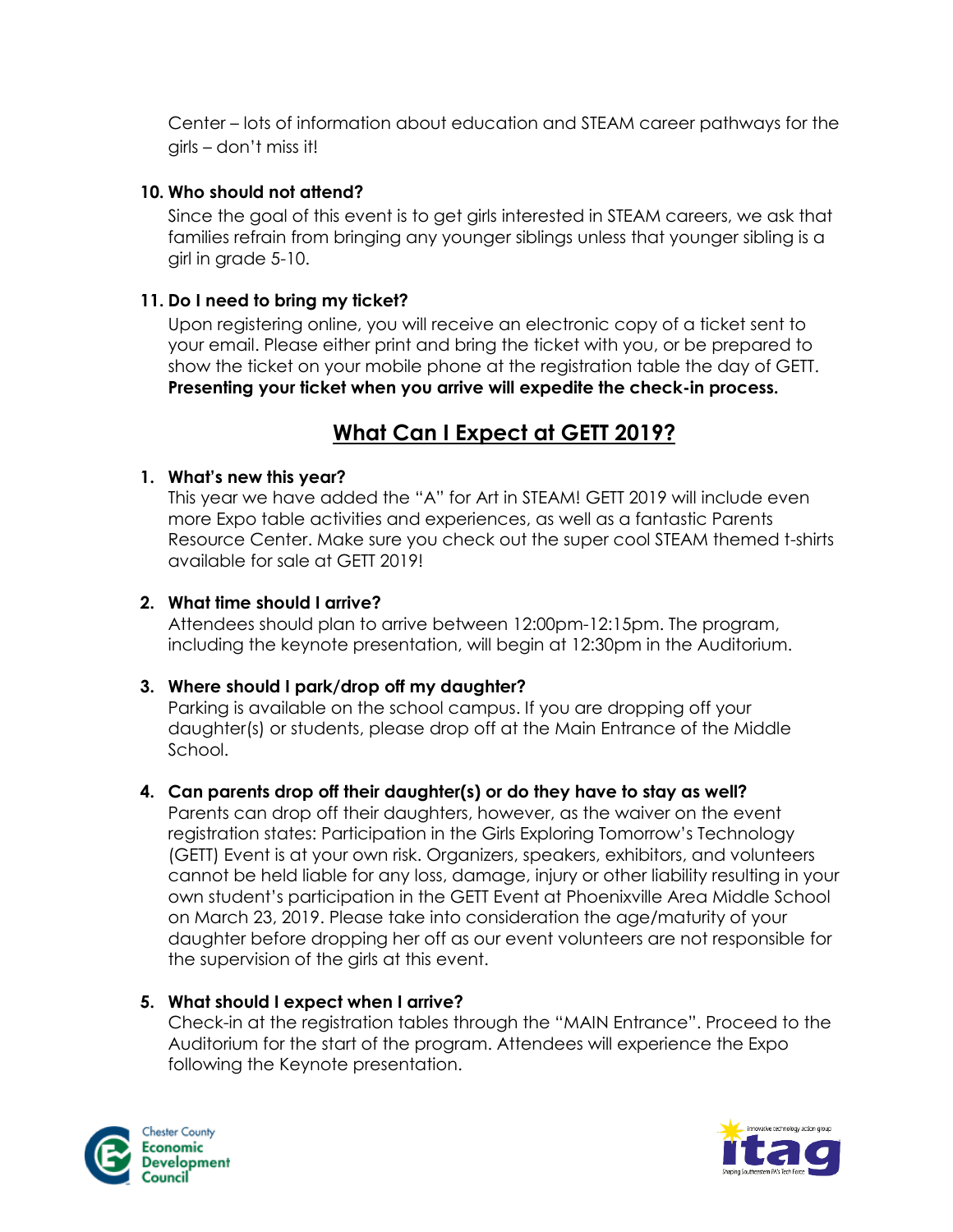Center – lots of information about education and STEAM career pathways for the girls – don't miss it!

**10. Who should not attend?**

Since the goal of this event is to get girls interested in STEAM careers, we ask that families refrain from bringing any younger siblings unless that younger sibling is a girl in grade 5-10.

**11. Do I need to bring my ticket?**

Upon registering online, you will receive an electronic copy of a ticket sent to your email. Please either print and bring the ticket with you, or be prepared to show the ticket on your mobile phone at the registration table the day of GETT. **Presenting your ticket when you arrive will expedite the check-in process.**

## What Can I Expect at GETT 2019?

1. **What's new this year?**

   This year we have added the "A" for Art in STEAM! GETT 2019 will include even more Expo table activities and experiences, as well as a fantastic Parents Resource Center. Make sure you check out the super cool STEAM themed t-shirts available for sale at GETT 2019!

2. **What time should I arrive?**

   Attendees should plan to arrive between 12:00pm-12:15pm. The program, including the keynote presentation, will begin at 12:30pm in the Auditorium.

3. **Where should I park/drop off my daughter?**

   Parking is available on the school campus. If you are dropping off your daughter(s) or students, please drop off at the Main Entrance of the Middle School.

4. **Can parents drop off their daughter(s) or do they have to stay as well?**

   Parents can drop off their daughters, however, as the waiver on the event registration states: Participation in the Girls Exploring Tomorrow's Technology (GETT) Event is at your own risk. Organizers, speakers, exhibitors, and volunteers cannot be held liable for any loss, damage, injury or other liability resulting in your own student's participation in the GETT Event at Phoenixville Area Middle School on March 23, 2019. Please take into consideration the age/maturity of your daughter before dropping her off as our event volunteers are not responsible for the supervision of the girls at this event.

5. **What should I expect when I arrive?**

   Check-in at the registration tables through the "MAIN Entrance". Proceed to the Auditorium for the start of the program. Attendees will experience the Expo following the Keynote presentation.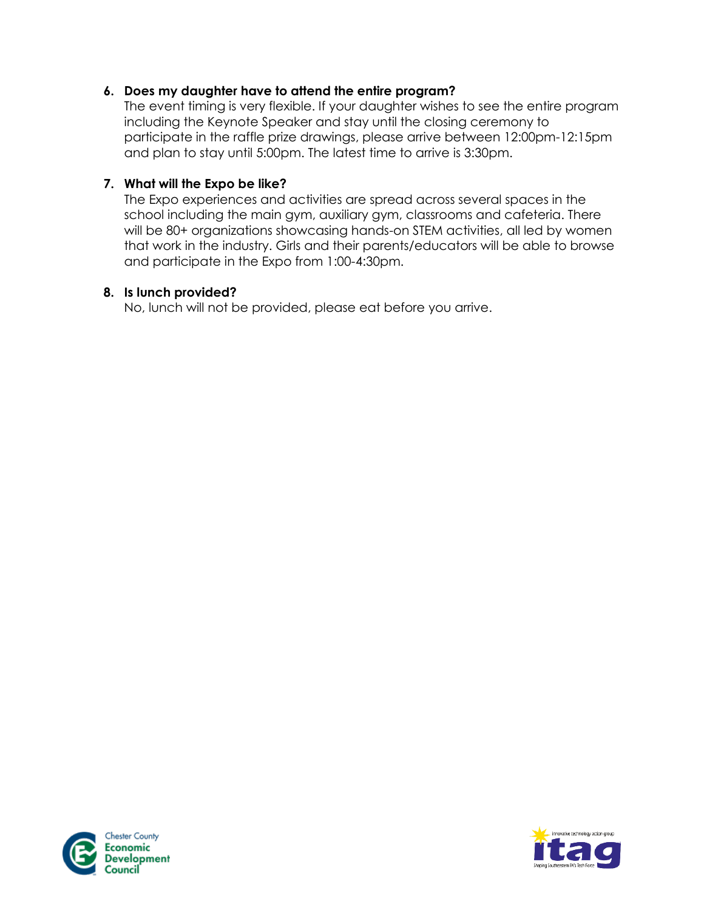6. **Does my daughter have to attend the entire program?**
   The event timing is very flexible. If your daughter wishes to see the entire program including the Keynote Speaker and stay until the closing ceremony to participate in the raffle prize drawings, please arrive between 12:00pm-12:15pm and plan to stay until 5:00pm. The latest time to arrive is 3:30pm.

7. **What will the Expo be like?**
   The Expo experiences and activities are spread across several spaces in the school including the main gym, auxiliary gym, classrooms and cafeteria. There will be 80+ organizations showcasing hands-on STEM activities, all led by women that work in the industry. Girls and their parents/educators will be able to browse and participate in the Expo from 1:00-4:30pm.

8. **Is lunch provided?**
   No, lunch will not be provided, please eat before you arrive.